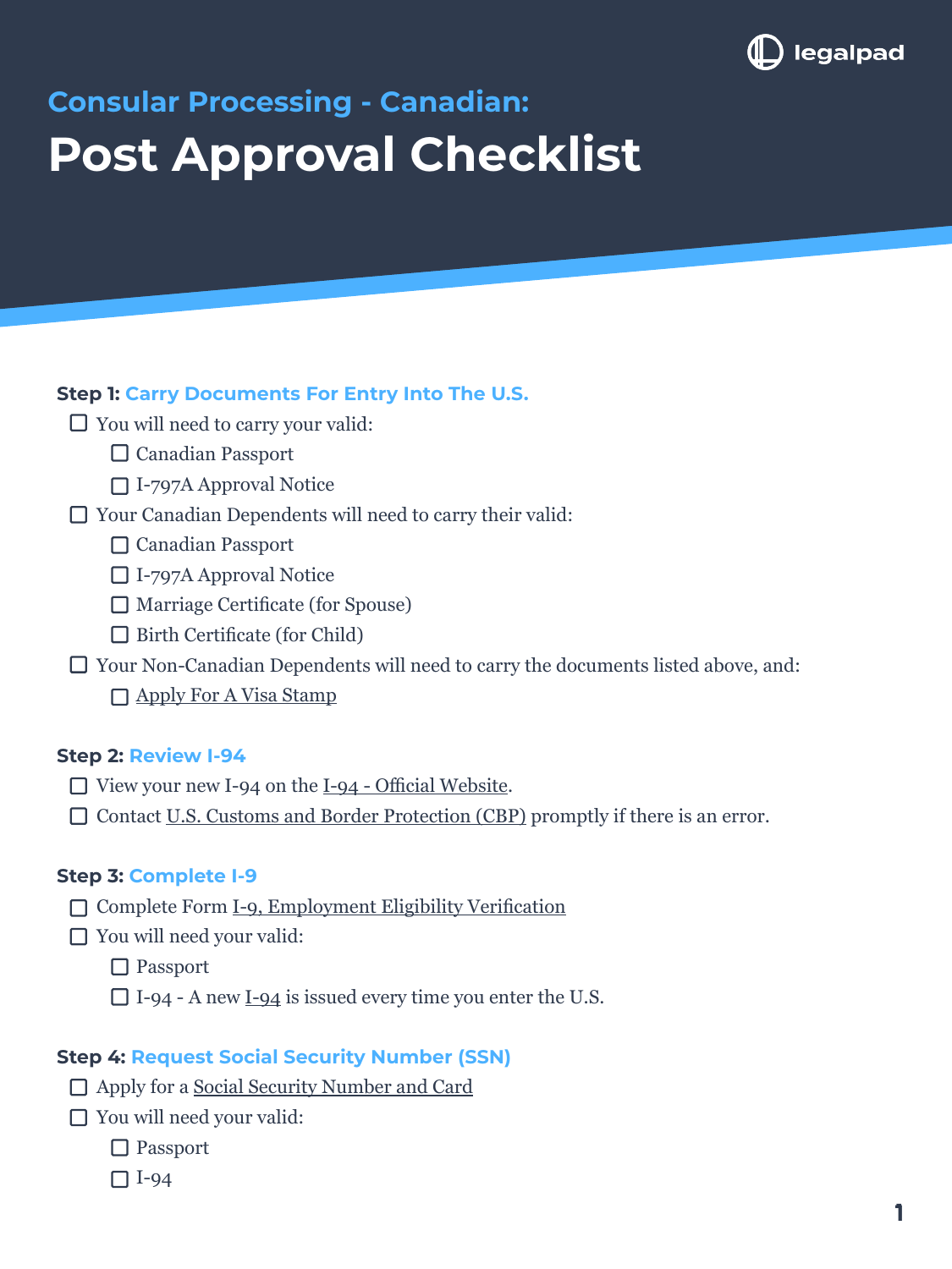legalpad

## Consular Processing - Canadian:

# Post Approval Checklist

### Step 1: Carry Documents For Entry Into The U.S.

- [ ] You will need to carry your valid:
  - [ ] Canadian Passport
  - [ ] I-797A Approval Notice
- [ ] Your Canadian Dependents will need to carry their valid:
  - [ ] Canadian Passport
  - [ ] I-797A Approval Notice
  - [ ] Marriage Certificate (for Spouse)
  - [ ] Birth Certificate (for Child)
- [ ] Your Non-Canadian Dependents will need to carry the documents listed above, and:
  - [ ] Apply For A Visa Stamp

### Step 2: Review I-94

- [ ] View your new I-94 on the I-94 - Official Website.
- [ ] Contact U.S. Customs and Border Protection (CBP) promptly if there is an error.

### Step 3: Complete I-9

- [ ] Complete Form I-9, Employment Eligibility Verification
- [ ] You will need your valid:
  - [ ] Passport
  - [ ] I-94 - A new I-94 is issued every time you enter the U.S.

### Step 4: Request Social Security Number (SSN)

- [ ] Apply for a Social Security Number and Card
- [ ] You will need your valid:
  - [ ] Passport
  - [ ] I-94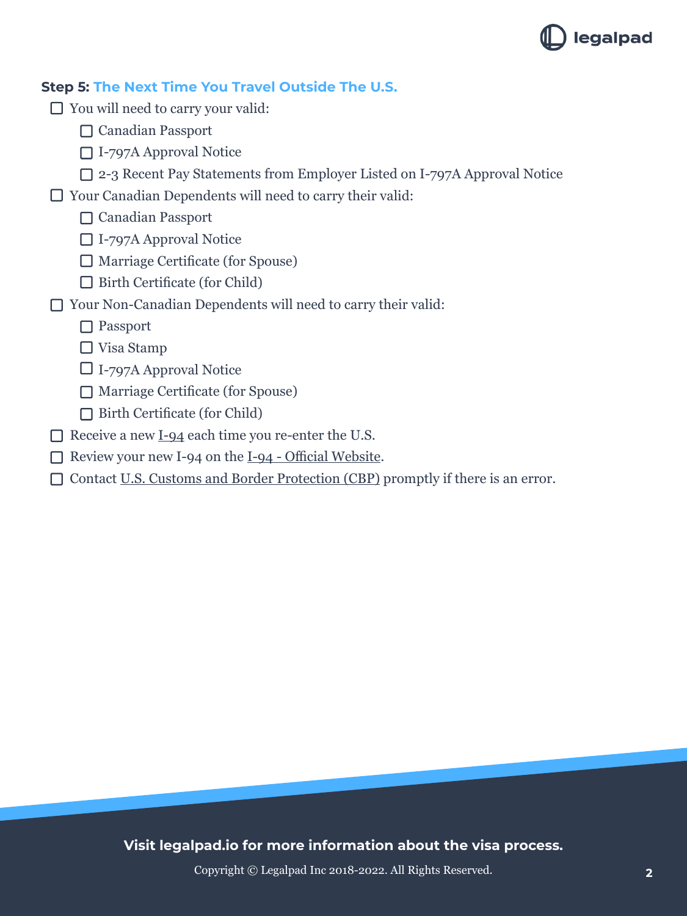### **Step 5:** The Next Time You Travel Outside The U.S.

- [ ] You will need to carry your valid:
  - [ ] Canadian Passport
  - [ ] I-797A Approval Notice
  - [ ] 2-3 Recent Pay Statements from Employer Listed on I-797A Approval Notice
- [ ] Your Canadian Dependents will need to carry their valid:
  - [ ] Canadian Passport
  - [ ] I-797A Approval Notice
  - [ ] Marriage Certificate (for Spouse)
  - [ ] Birth Certificate (for Child)
- [ ] Your Non-Canadian Dependents will need to carry their valid:
  - [ ] Passport
  - [ ] Visa Stamp
  - [ ] I-797A Approval Notice
  - [ ] Marriage Certificate (for Spouse)
  - [ ] Birth Certificate (for Child)
- [ ] Receive a new I-94 each time you re-enter the U.S.
- [ ] Review your new I-94 on the I-94 - Official Website.
- [ ] Contact U.S. Customs and Border Protection (CBP) promptly if there is an error.

**Visit legalpad.io for more information about the visa process.**

Copyright © Legalpad Inc 2018-2022. All Rights Reserved.